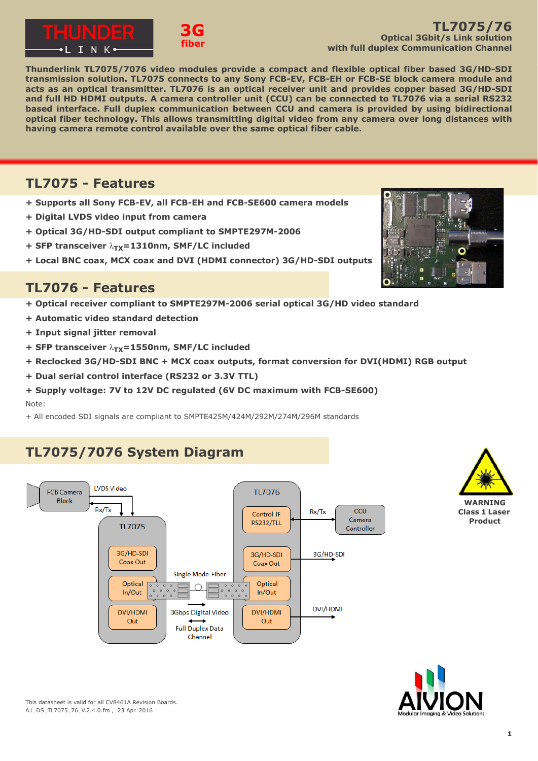# TL7075/76

**Optical 3Gbit/s Link solution with full duplex Communication Channel**

**Thunderlink TL7075/7076 video modules provide a compact and flexible optical fiber based 3G/HD-SDI transmission solution. TL7075 connects to any Sony FCB-EV, FCB-EH or FCB-SE block camera module and acts as an optical transmitter. TL7076 is an optical receiver unit and provides copper based 3G/HD-SDI and full HD HDMI outputs. A camera controller unit (CCU) can be connected to TL7076 via a serial RS232 based interface. Full duplex communication between CCU and camera is provided by using bidirectional optical fiber technology. This allows transmitting digital video from any camera over long distances with having camera remote control available over the same optical fiber cable.**

## TL7075 - Features

- **+ Supports all Sony FCB-EV, all FCB-EH and FCB-SE600 camera models**
- **+ Digital LVDS video input from camera**
- **+ Optical 3G/HD-SDI output compliant to SMPTE297M-2006**
- **+ SFP transceiver $\lambda_{TX}$=1310nm, SMF/LC included**
- **+ Local BNC coax, MCX coax and DVI (HDMI connector) 3G/HD-SDI outputs**

## TL7076 - Features

- **+ Optical receiver compliant to SMPTE297M-2006 serial optical 3G/HD video standard**
- **+ Automatic video standard detection**
- **+ Input signal jitter removal**
- **+ SFP transceiver $\lambda_{TX}$=1550nm, SMF/LC included**
- **+ Reclocked 3G/HD-SDI BNC + MCX coax outputs, format conversion for DVI(HDMI) RGB output**
- **+ Dual serial control interface (RS232 or 3.3V TTL)**
- **+ Supply voltage: 7V to 12V DC regulated (6V DC maximum with FCB-SE600)**

Note:

+ All encoded SDI signals are compliant to SMPTE425M/424M/292M/274M/296M standards

## TL7075/7076 System Diagram

**WARNING Class 1 Laser Product**

This datasheet is valid for all CV8461A Revision Boards.
A1_DS_TL7075_76_V.2.4.0.fm , 23 Apr. 2016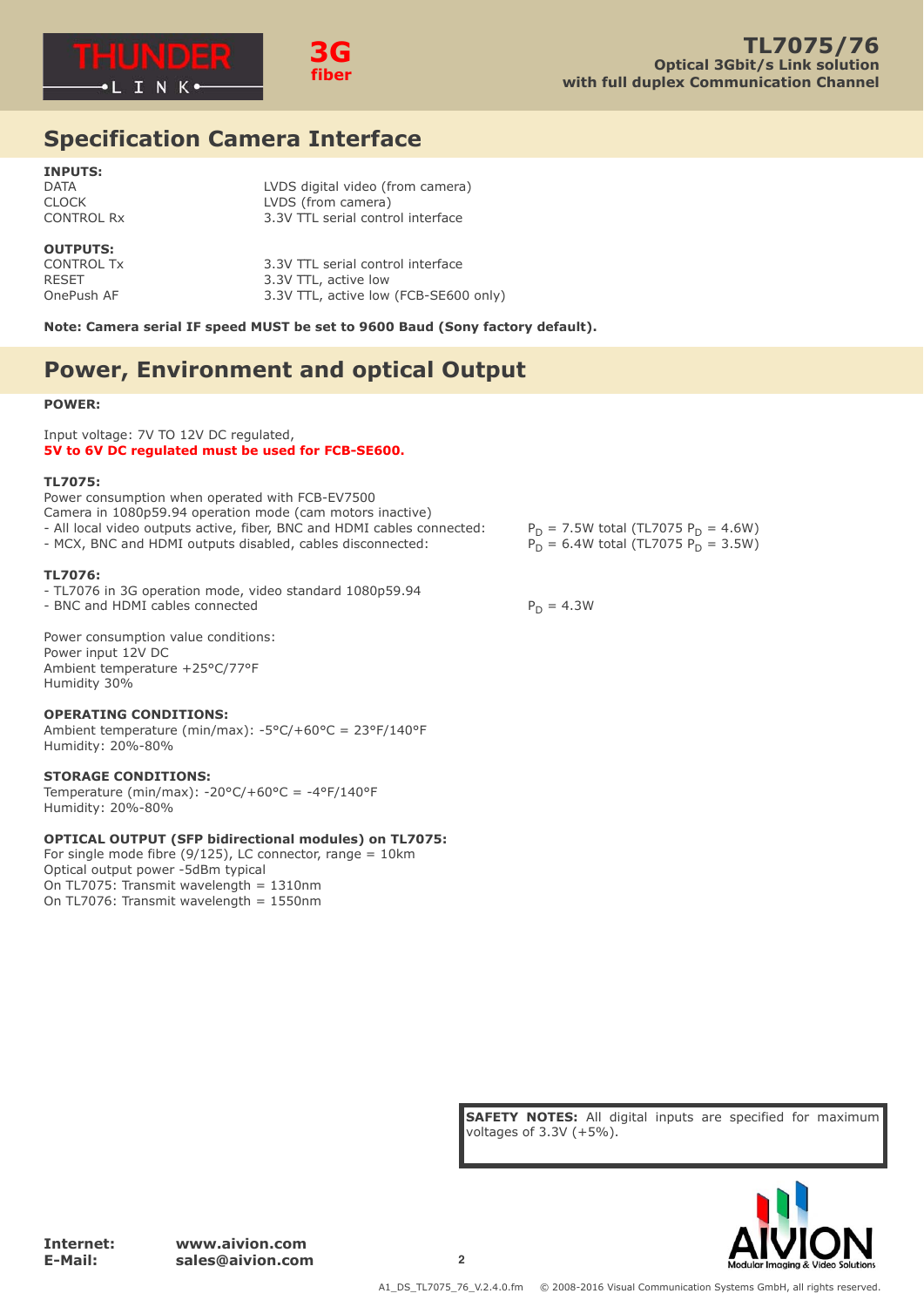## Specification Camera Interface

**INPUTS:**

| | |
|---|---|
| DATA | LVDS digital video (from camera) |
| CLOCK | LVDS (from camera) |
| CONTROL Rx | 3.3V TTL serial control interface |

**OUTPUTS:**

| | |
|---|---|
| CONTROL Tx | 3.3V TTL serial control interface |
| RESET | 3.3V TTL, active low |
| OnePush AF | 3.3V TTL, active low (FCB-SE600 only) |

**Note: Camera serial IF speed MUST be set to 9600 Baud (Sony factory default).**

## Power, Environment and optical Output

**POWER:**

Input voltage: 7V TO 12V DC regulated,
**5V to 6V DC regulated must be used for FCB-SE600.**

**TL7075:**

Power consumption when operated with FCB-EV7500
Camera in 1080p59.94 operation mode (cam motors inactive)

- All local video outputs active, fiber, BNC and HDMI cables connected: $P_D$ = 7.5W total (TL7075 $P_D$ = 4.6W)
- MCX, BNC and HDMI outputs disabled, cables disconnected: $P_D$ = 6.4W total (TL7075 $P_D$ = 3.5W)

**TL7076:**

- TL7076 in 3G operation mode, video standard 1080p59.94
- BNC and HDMI cables connected $P_D$ = 4.3W

Power consumption value conditions:
Power input 12V DC
Ambient temperature +25°C/77°F
Humidity 30%

**OPERATING CONDITIONS:**
Ambient temperature (min/max): -5°C/+60°C = 23°F/140°F
Humidity: 20%-80%

**STORAGE CONDITIONS:**
Temperature (min/max): -20°C/+60°C = -4°F/140°F
Humidity: 20%-80%

**OPTICAL OUTPUT (SFP bidirectional modules) on TL7075:**
For single mode fibre (9/125), LC connector, range = 10km
Optical output power -5dBm typical
On TL7075: Transmit wavelength = 1310nm
On TL7076: Transmit wavelength = 1550nm

**SAFETY NOTES:** All digital inputs are specified for maximum voltages of 3.3V (+5%).

**Internet:** www.aivion.com
**E-Mail:** sales@aivion.com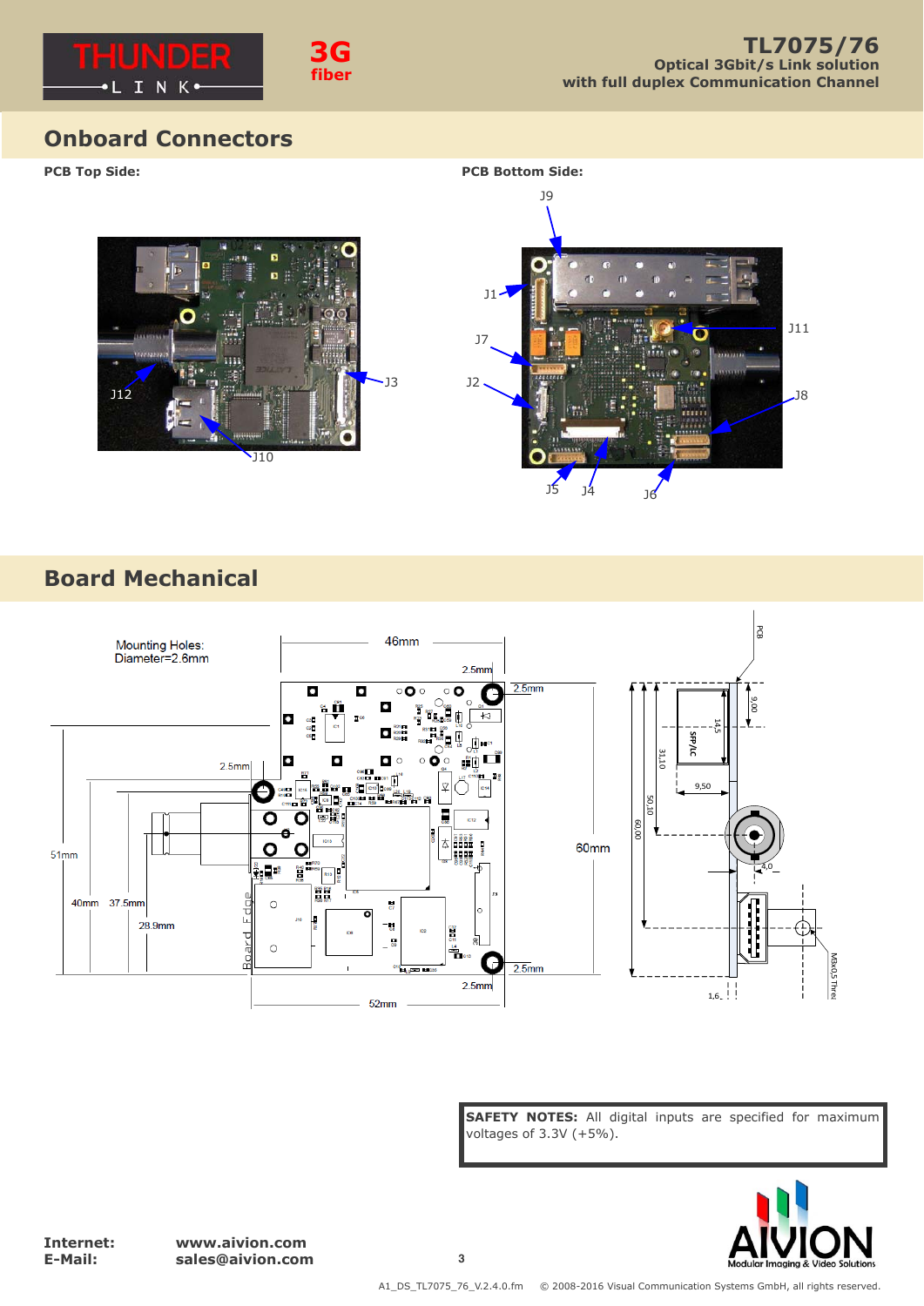## Onboard Connectors

**PCB Top Side:**

**PCB Bottom Side:**

J9

J1

J7

J2

J11

J8

J5 J4 J6

J12

J3

J10

## Board Mechanical

Mounting Holes:
Diameter=2.6mm

46mm

2.5mm

2.5mm

51mm

40mm

37.5mm

28.9mm

60mm

52mm

Board Edge

SAFETY NOTES: All digital inputs are specified for maximum voltages of 3.3V (+5%).

**Internet:** www.aivion.com
**E-Mail:** sales@aivion.com

A1_DS_TL7075_76_V.2.4.0.fm © 2008-2016 Visual Communication Systems GmbH, all rights reserved.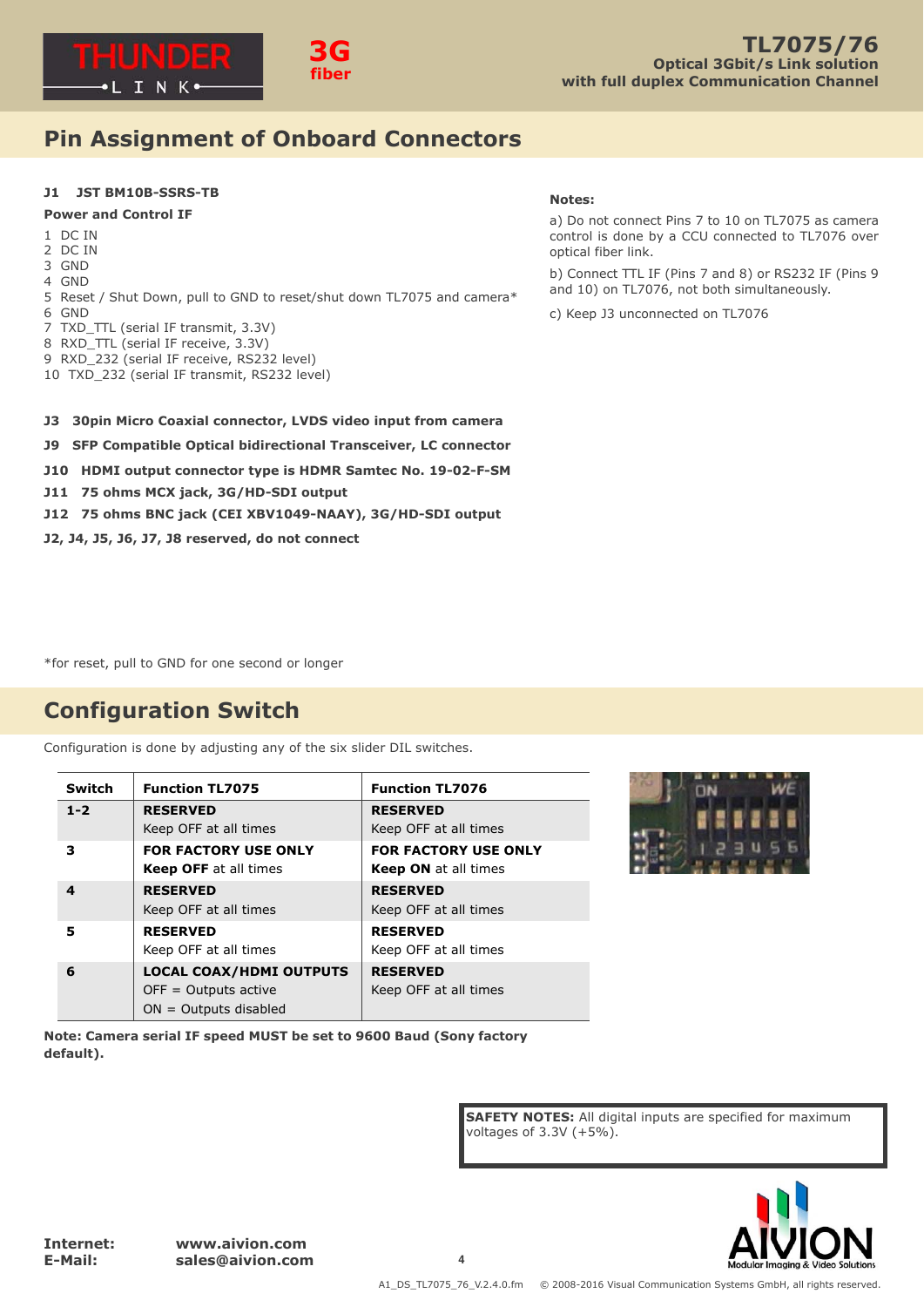## Pin Assignment of Onboard Connectors

**J1 JST BM10B-SSRS-TB**

**Power and Control IF**

1 DC IN
2 DC IN
3 GND
4 GND
5 Reset / Shut Down, pull to GND to reset/shut down TL7075 and camera*
6 GND
7 TXD_TTL (serial IF transmit, 3.3V)
8 RXD_TTL (serial IF receive, 3.3V)
9 RXD_232 (serial IF receive, RS232 level)
10 TXD_232 (serial IF transmit, RS232 level)

**Notes:**

a) Do not connect Pins 7 to 10 on TL7075 as camera control is done by a CCU connected to TL7076 over optical fiber link.

b) Connect TTL IF (Pins 7 and 8) or RS232 IF (Pins 9 and 10) on TL7076, not both simultaneously.

c) Keep J3 unconnected on TL7076

**J3 30pin Micro Coaxial connector, LVDS video input from camera**

**J9 SFP Compatible Optical bidirectional Transceiver, LC connector**

**J10 HDMI output connector type is HDMR Samtec No. 19-02-F-SM**

**J11 75 ohms MCX jack, 3G/HD-SDI output**

**J12 75 ohms BNC jack (CEI XBV1049-NAAY), 3G/HD-SDI output**

**J2, J4, J5, J6, J7, J8 reserved, do not connect**

*for reset, pull to GND for one second or longer

## Configuration Switch

Configuration is done by adjusting any of the six slider DIL switches.

| Switch | Function TL7075 | Function TL7076 |
|---|---|---|
| **1-2** | **RESERVED**<br>Keep OFF at all times | **RESERVED**<br>Keep OFF at all times |
| **3** | **FOR FACTORY USE ONLY**<br>**Keep OFF** at all times | **FOR FACTORY USE ONLY**<br>**Keep ON** at all times |
| **4** | **RESERVED**<br>Keep OFF at all times | **RESERVED**<br>Keep OFF at all times |
| **5** | **RESERVED**<br>Keep OFF at all times | **RESERVED**<br>Keep OFF at all times |
| **6** | **LOCAL COAX/HDMI OUTPUTS**<br>OFF = Outputs active<br>ON = Outputs disabled | **RESERVED**<br>Keep OFF at all times |

**Note: Camera serial IF speed MUST be set to 9600 Baud (Sony factory default).**

**SAFETY NOTES:** All digital inputs are specified for maximum voltages of 3.3V (+5%).

**Internet:** **www.aivion.com**
**E-Mail:** **sales@aivion.com**

A1_DS_TL7075_76_V.2.4.0.fm © 2008-2016 Visual Communication Systems GmbH, all rights reserved.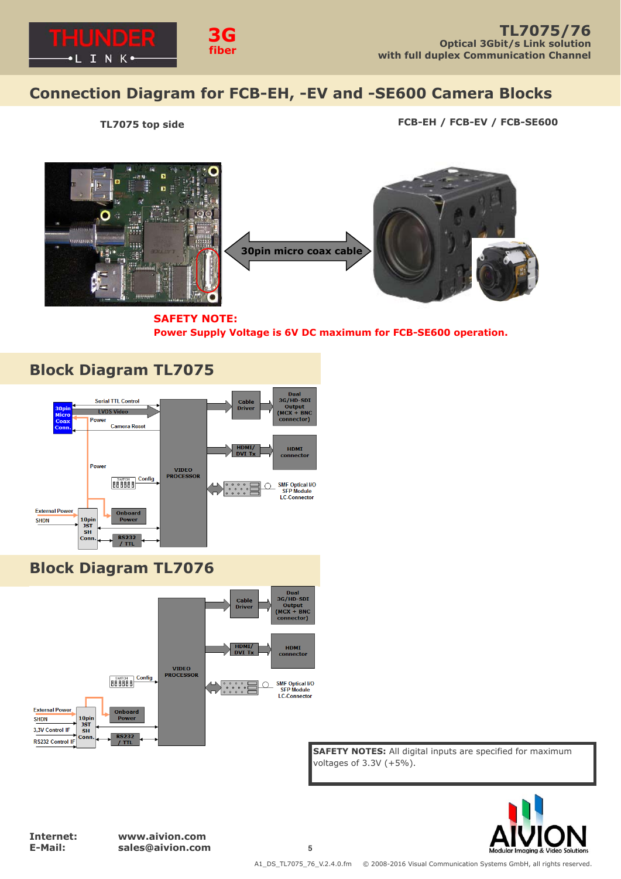## Connection Diagram for FCB-EH, -EV and -SE600 Camera Blocks

**TL7075 top side**

**FCB-EH / FCB-EV / FCB-SE600**

**30pin micro coax cable**

**SAFETY NOTE:**
**Power Supply Voltage is 6V DC maximum for FCB-SE600 operation.**

## Block Diagram TL7075

30pin Micro Coax Conn. — Serial TTL Control, LVDS Video, Power, Camera Reset

VIDEO PROCESSOR — Cable Driver → Dual 3G/HD-SDI Output (MCX + BNC connector); HDMI/DVI Tx → HDMI connector; SMF Optical I/O SFP Module LC-Connector

Power; SWITCH Config

External Power; SHDN — 10pin JST SH Conn. — Onboard Power; RS232 / TTL

## Block Diagram TL7076

VIDEO PROCESSOR — Cable Driver → Dual 3G/HD-SDI Output (MCX + BNC connector); HDMI/DVI Tx → HDMI connector; SMF Optical I/O SFP Module LC-Connector

SWITCH Config

External Power; SHDN; 3,3V Control IF; RS232 Control IF — 10pin JST SH Conn. — Onboard Power; RS232 / TTL

**SAFETY NOTES:** All digital inputs are specified for maximum voltages of 3.3V (+5%).

**Internet:** www.aivion.com
**E-Mail:** sales@aivion.com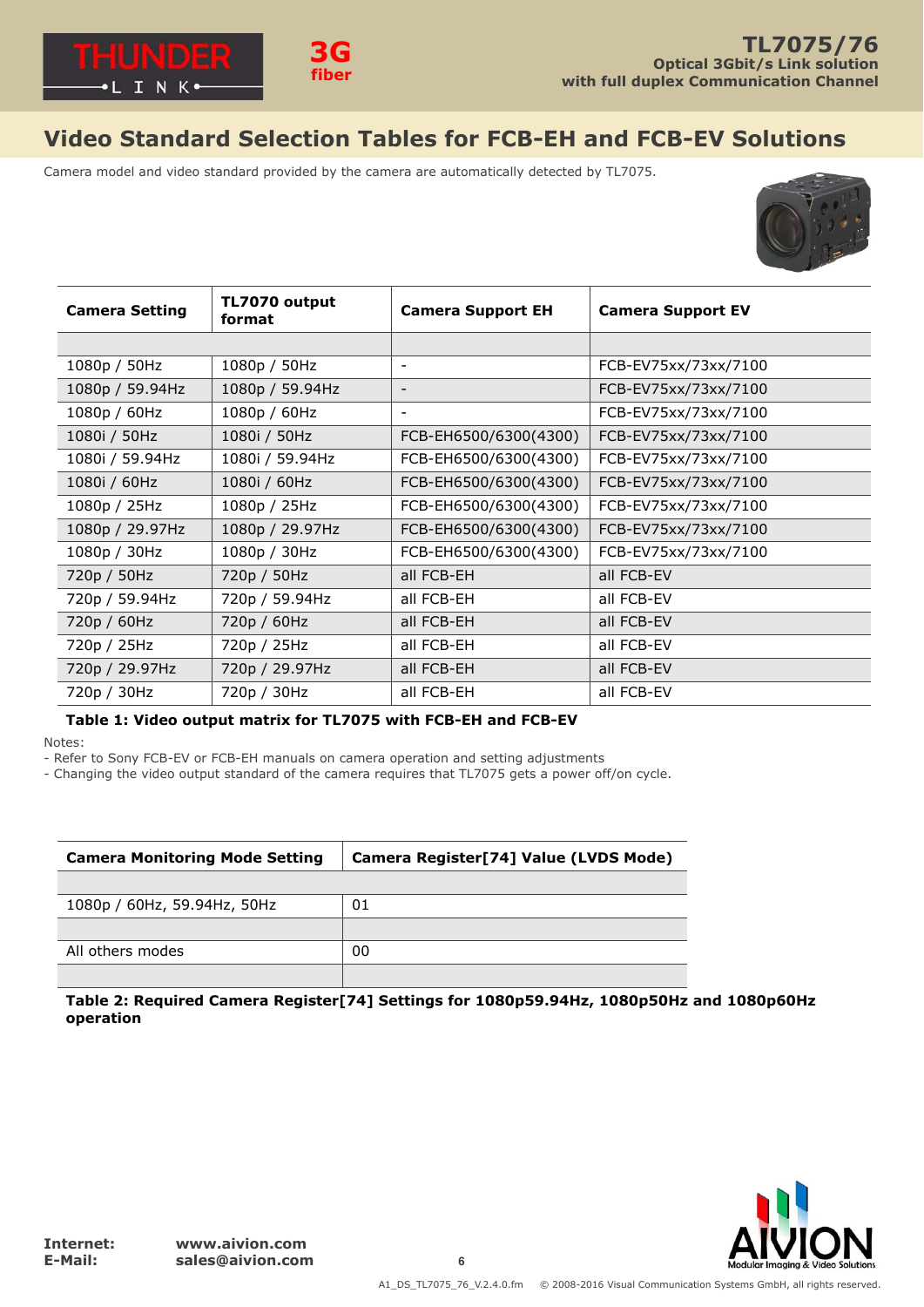## Video Standard Selection Tables for FCB-EH and FCB-EV Solutions

Camera model and video standard provided by the camera are automatically detected by TL7075.

| Camera Setting | TL7070 output format | Camera Support EH | Camera Support EV |
|---|---|---|---|
| | | | |
| 1080p / 50Hz | 1080p / 50Hz | - | FCB-EV75xx/73xx/7100 |
| 1080p / 59.94Hz | 1080p / 59.94Hz | - | FCB-EV75xx/73xx/7100 |
| 1080p / 60Hz | 1080p / 60Hz | - | FCB-EV75xx/73xx/7100 |
| 1080i / 50Hz | 1080i / 50Hz | FCB-EH6500/6300(4300) | FCB-EV75xx/73xx/7100 |
| 1080i / 59.94Hz | 1080i / 59.94Hz | FCB-EH6500/6300(4300) | FCB-EV75xx/73xx/7100 |
| 1080i / 60Hz | 1080i / 60Hz | FCB-EH6500/6300(4300) | FCB-EV75xx/73xx/7100 |
| 1080p / 25Hz | 1080p / 25Hz | FCB-EH6500/6300(4300) | FCB-EV75xx/73xx/7100 |
| 1080p / 29.97Hz | 1080p / 29.97Hz | FCB-EH6500/6300(4300) | FCB-EV75xx/73xx/7100 |
| 1080p / 30Hz | 1080p / 30Hz | FCB-EH6500/6300(4300) | FCB-EV75xx/73xx/7100 |
| 720p / 50Hz | 720p / 50Hz | all FCB-EH | all FCB-EV |
| 720p / 59.94Hz | 720p / 59.94Hz | all FCB-EH | all FCB-EV |
| 720p / 60Hz | 720p / 60Hz | all FCB-EH | all FCB-EV |
| 720p / 25Hz | 720p / 25Hz | all FCB-EH | all FCB-EV |
| 720p / 29.97Hz | 720p / 29.97Hz | all FCB-EH | all FCB-EV |
| 720p / 30Hz | 720p / 30Hz | all FCB-EH | all FCB-EV |

**Table 1: Video output matrix for TL7075 with FCB-EH and FCB-EV**

Notes:
- Refer to Sony FCB-EV or FCB-EH manuals on camera operation and setting adjustments
- Changing the video output standard of the camera requires that TL7075 gets a power off/on cycle.

| Camera Monitoring Mode Setting | Camera Register[74] Value (LVDS Mode) |
|---|---|
| | |
| 1080p / 60Hz, 59.94Hz, 50Hz | 01 |
| | |
| All others modes | 00 |
| | |

**Table 2: Required Camera Register[74] Settings for 1080p59.94Hz, 1080p50Hz and 1080p60Hz operation**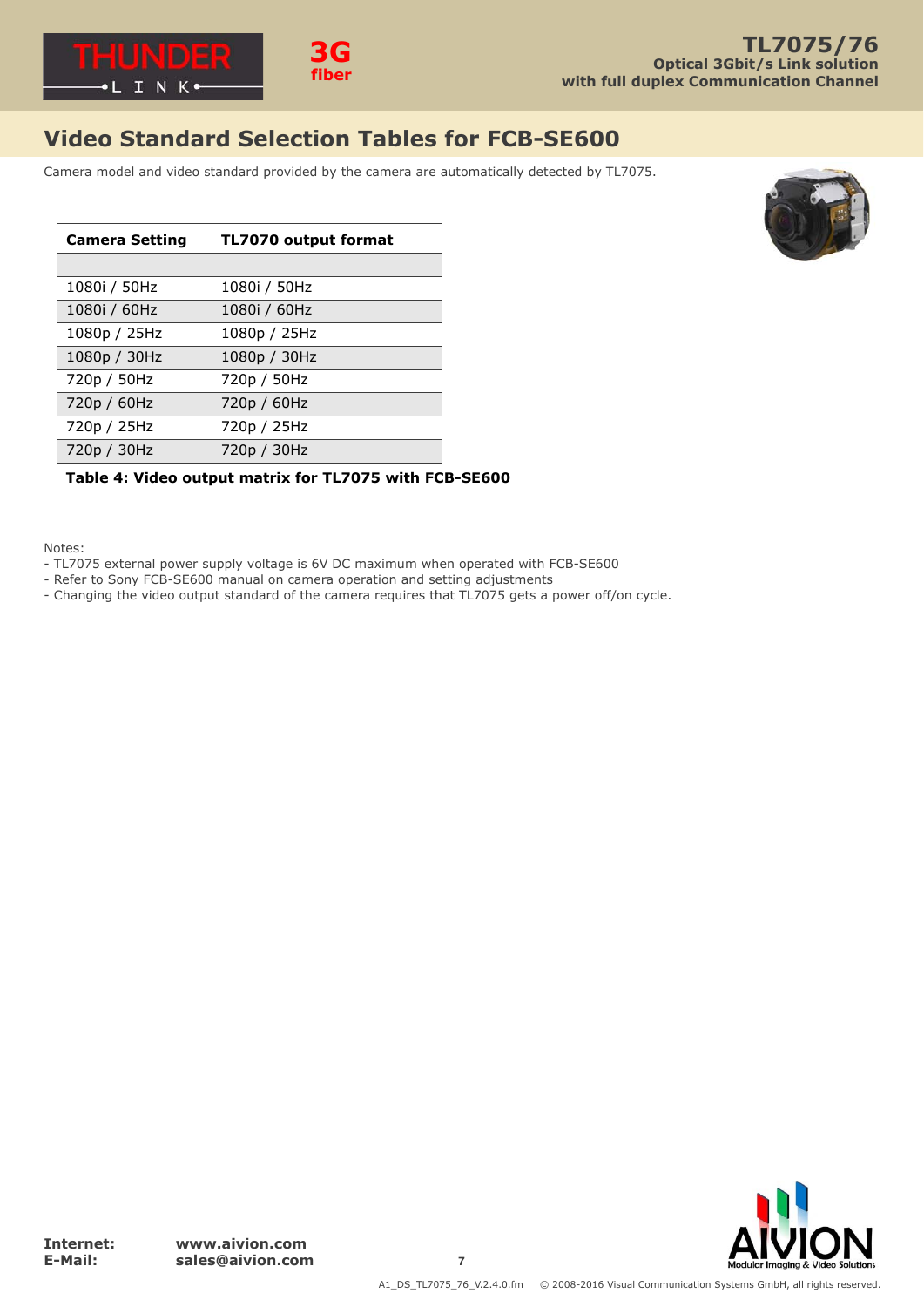## Video Standard Selection Tables for FCB-SE600

Camera model and video standard provided by the camera are automatically detected by TL7075.

| Camera Setting | TL7070 output format |
|---|---|
| | |
| 1080i / 50Hz | 1080i / 50Hz |
| 1080i / 60Hz | 1080i / 60Hz |
| 1080p / 25Hz | 1080p / 25Hz |
| 1080p / 30Hz | 1080p / 30Hz |
| 720p / 50Hz | 720p / 50Hz |
| 720p / 60Hz | 720p / 60Hz |
| 720p / 25Hz | 720p / 25Hz |
| 720p / 30Hz | 720p / 30Hz |

**Table 4: Video output matrix for TL7075 with FCB-SE600**

Notes:
- TL7075 external power supply voltage is 6V DC maximum when operated with FCB-SE600
- Refer to Sony FCB-SE600 manual on camera operation and setting adjustments
- Changing the video output standard of the camera requires that TL7075 gets a power off/on cycle.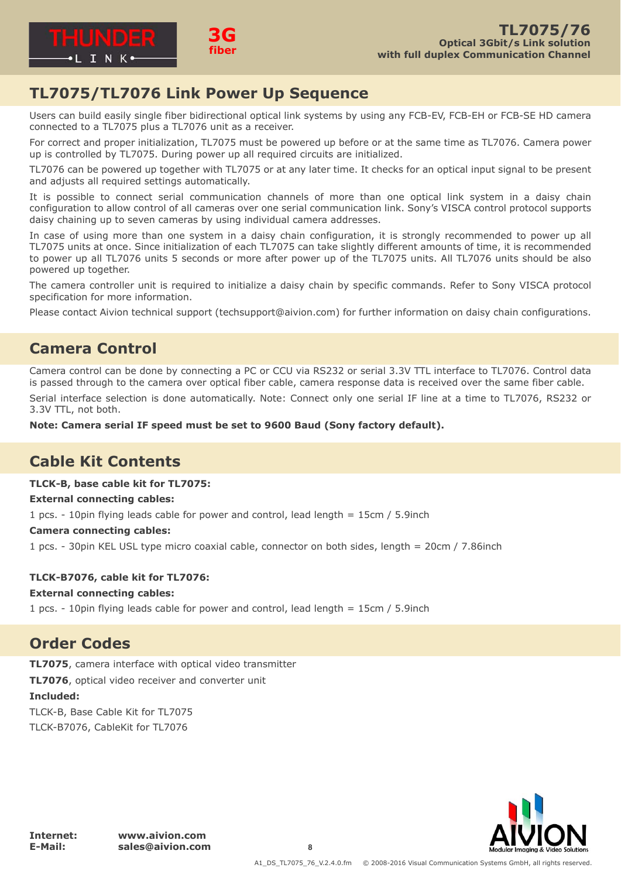## TL7075/TL7076 Link Power Up Sequence

Users can build easily single fiber bidirectional optical link systems by using any FCB-EV, FCB-EH or FCB-SE HD camera connected to a TL7075 plus a TL7076 unit as a receiver.

For correct and proper initialization, TL7075 must be powered up before or at the same time as TL7076. Camera power up is controlled by TL7075. During power up all required circuits are initialized.

TL7076 can be powered up together with TL7075 or at any later time. It checks for an optical input signal to be present and adjusts all required settings automatically.

It is possible to connect serial communication channels of more than one optical link system in a daisy chain configuration to allow control of all cameras over one serial communication link. Sony's VISCA control protocol supports daisy chaining up to seven cameras by using individual camera addresses.

In case of using more than one system in a daisy chain configuration, it is strongly recommended to power up all TL7075 units at once. Since initialization of each TL7075 can take slightly different amounts of time, it is recommended to power up all TL7076 units 5 seconds or more after power up of the TL7075 units. All TL7076 units should be also powered up together.

The camera controller unit is required to initialize a daisy chain by specific commands. Refer to Sony VISCA protocol specification for more information.

Please contact Aivion technical support (techsupport@aivion.com) for further information on daisy chain configurations.

## Camera Control

Camera control can be done by connecting a PC or CCU via RS232 or serial 3.3V TTL interface to TL7076. Control data is passed through to the camera over optical fiber cable, camera response data is received over the same fiber cable.

Serial interface selection is done automatically. Note: Connect only one serial IF line at a time to TL7076, RS232 or 3.3V TTL, not both.

**Note: Camera serial IF speed must be set to 9600 Baud (Sony factory default).**

## Cable Kit Contents

**TLCK-B, base cable kit for TL7075:**

**External connecting cables:**

1 pcs. - 10pin flying leads cable for power and control, lead length = 15cm / 5.9inch

**Camera connecting cables:**

1 pcs. - 30pin KEL USL type micro coaxial cable, connector on both sides, length = 20cm / 7.86inch

**TLCK-B7076, cable kit for TL7076:**

**External connecting cables:**

1 pcs. - 10pin flying leads cable for power and control, lead length = 15cm / 5.9inch

## Order Codes

**TL7075**, camera interface with optical video transmitter

**TL7076**, optical video receiver and converter unit

**Included:**

TLCK-B, Base Cable Kit for TL7075

TLCK-B7076, CableKit for TL7076

**Internet:** www.aivion.com
**E-Mail:** sales@aivion.com